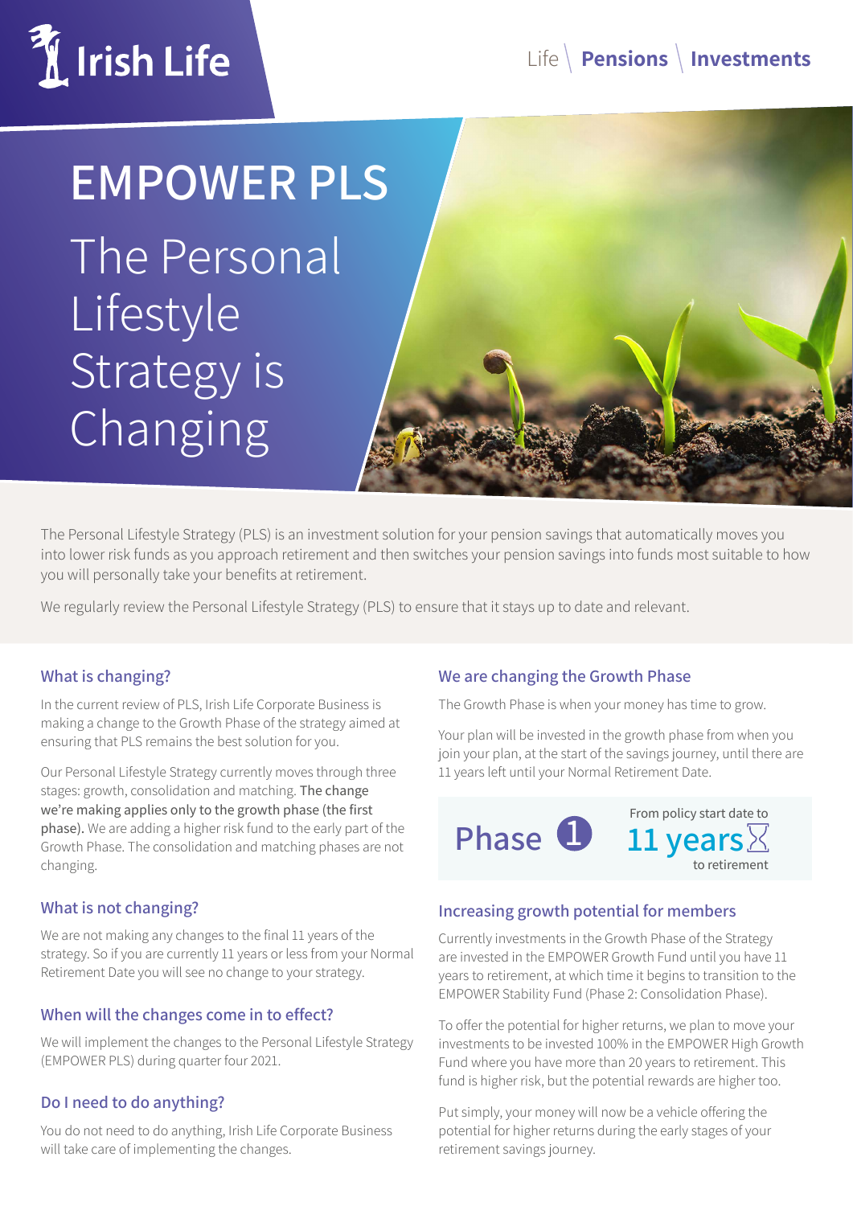Irish Life

Life | **Pensions** | **Investments**

# EMPOWER PLS

# The Personal Lifestyle Strategy is Changing

The Personal Lifestyle Strategy (PLS) is an investment solution for your pension savings that automatically moves you into lower risk funds as you approach retirement and then switches your pension savings into funds most suitable to how you will personally take your benefits at retirement.

We regularly review the Personal Lifestyle Strategy (PLS) to ensure that it stays up to date and relevant.

## What is changing?

In the current review of PLS, Irish Life Corporate Business is making a change to the Growth Phase of the strategy aimed at ensuring that PLS remains the best solution for you.

Our Personal Lifestyle Strategy currently moves through three stages: growth, consolidation and matching. The change we're making applies only to the growth phase (the first phase). We are adding a higher risk fund to the early part of the Growth Phase. The consolidation and matching phases are not changing.

## What is not changing?

We are not making any changes to the final 11 years of the strategy. So if you are currently 11 years or less from your Normal Retirement Date you will see no change to your strategy.

## When will the changes come in to effect?

We will implement the changes to the Personal Lifestyle Strategy (EMPOWER PLS) during quarter four 2021.

## Do I need to do anything?

You do not need to do anything, Irish Life Corporate Business will take care of implementing the changes.

## We are changing the Growth Phase

The Growth Phase is when your money has time to grow.

Your plan will be invested in the growth phase from when you join your plan, at the start of the savings journey, until there are 11 years left until your Normal Retirement Date.

**Phase 1** — From policy start date to **11 years** to retirement

## Increasing growth potential for members

Currently investments in the Growth Phase of the Strategy are invested in the EMPOWER Growth Fund until you have 11 years to retirement, at which time it begins to transition to the EMPOWER Stability Fund (Phase 2: Consolidation Phase).

To offer the potential for higher returns, we plan to move your investments to be invested 100% in the EMPOWER High Growth Fund where you have more than 20 years to retirement. This fund is higher risk, but the potential rewards are higher too.

Put simply, your money will now be a vehicle offering the potential for higher returns during the early stages of your retirement savings journey.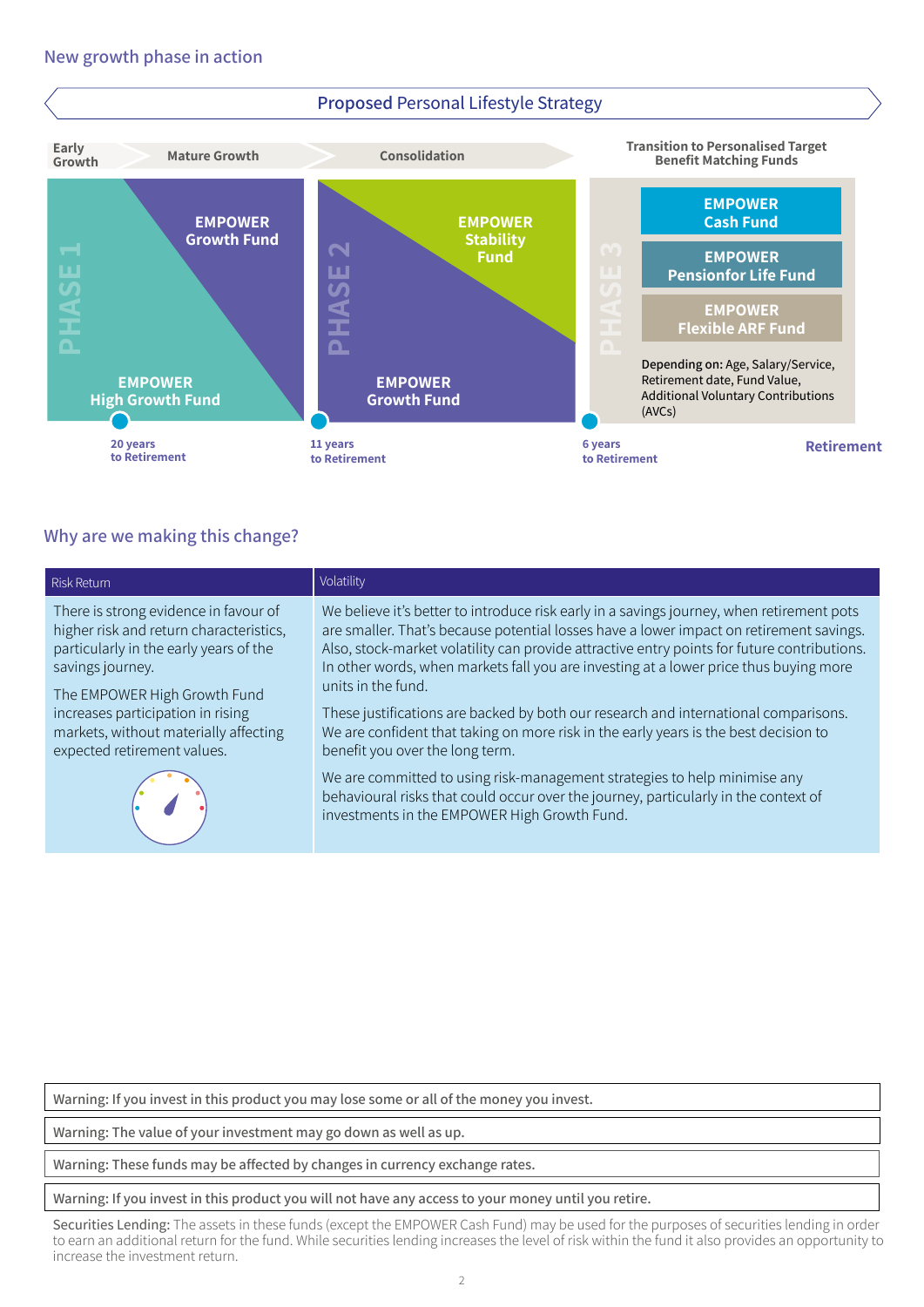## New growth phase in action

### Proposed Personal Lifestyle Strategy

Early Growth | Mature Growth | Consolidation | Transition to Personalised Target Benefit Matching Funds

**PHASE 1**

- EMPOWER Growth Fund
- EMPOWER High Growth Fund

20 years to Retirement

**PHASE 2**

- EMPOWER Stability Fund
- EMPOWER Growth Fund

11 years to Retirement

**PHASE 3**

- EMPOWER Cash Fund
- EMPOWER Pensionfor Life Fund
- EMPOWER Flexible ARF Fund

Depending on: Age, Salary/Service, Retirement date, Fund Value, Additional Voluntary Contributions (AVCs)

6 years to Retirement

Retirement

## Why are we making this change?

| Risk Return | Volatility |
|---|---|
| There is strong evidence in favour of higher risk and return characteristics, particularly in the early years of the savings journey.<br><br>The EMPOWER High Growth Fund increases participation in rising markets, without materially affecting expected retirement values. | We believe it's better to introduce risk early in a savings journey, when retirement pots are smaller. That's because potential losses have a lower impact on retirement savings. Also, stock-market volatility can provide attractive entry points for future contributions. In other words, when markets fall you are investing at a lower price thus buying more units in the fund.<br><br>These justifications are backed by both our research and international comparisons. We are confident that taking on more risk in the early years is the best decision to benefit you over the long term.<br><br>We are committed to using risk-management strategies to help minimise any behavioural risks that could occur over the journey, particularly in the context of investments in the EMPOWER High Growth Fund. |

Warning: If you invest in this product you may lose some or all of the money you invest.

Warning: The value of your investment may go down as well as up.

Warning: These funds may be affected by changes in currency exchange rates.

Warning: If you invest in this product you will not have any access to your money until you retire.

Securities Lending: The assets in these funds (except the EMPOWER Cash Fund) may be used for the purposes of securities lending in order to earn an additional return for the fund. While securities lending increases the level of risk within the fund it also provides an opportunity to increase the investment return.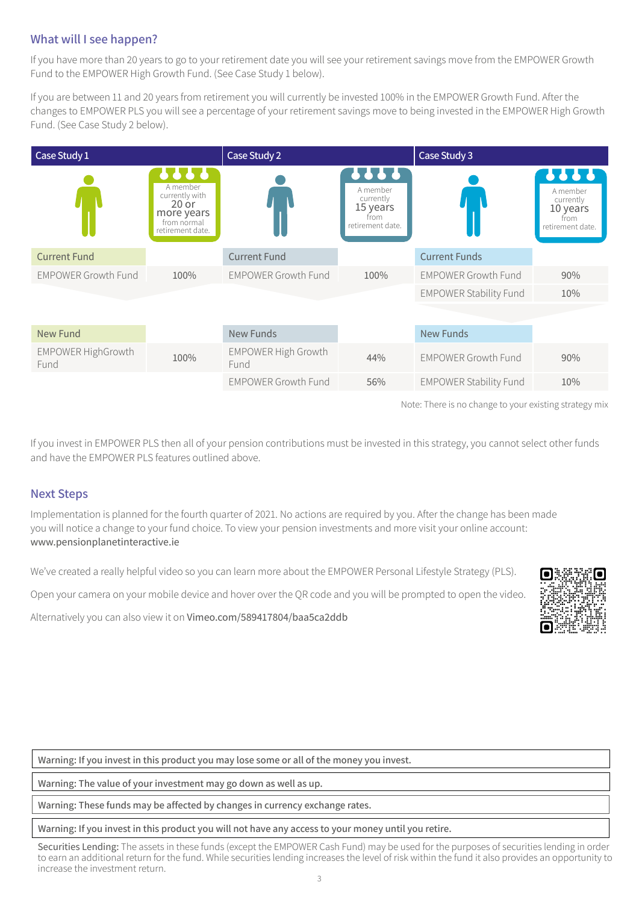## What will I see happen?

If you have more than 20 years to go to your retirement date you will see your retirement savings move from the EMPOWER Growth Fund to the EMPOWER High Growth Fund. (See Case Study 1 below).

If you are between 11 and 20 years from retirement you will currently be invested 100% in the EMPOWER Growth Fund. After the changes to EMPOWER PLS you will see a percentage of your retirement savings move to being invested in the EMPOWER High Growth Fund. (See Case Study 2 below).

| Case Study 1 | | Case Study 2 | | Case Study 3 | |
|---|---|---|---|---|---|
| | A member currently with 20 or more years from normal retirement date. | | A member currently 15 years from retirement date. | | A member currently 10 years from retirement date. |
| Current Fund | | Current Fund | | Current Funds | |
| EMPOWER Growth Fund | 100% | EMPOWER Growth Fund | 100% | EMPOWER Growth Fund | 90% |
| | | | | EMPOWER Stability Fund | 10% |
| New Fund | | New Funds | | New Funds | |
| EMPOWER HighGrowth Fund | 100% | EMPOWER High Growth Fund | 44% | EMPOWER Growth Fund | 90% |
| | | EMPOWER Growth Fund | 56% | EMPOWER Stability Fund | 10% |

Note: There is no change to your existing strategy mix

If you invest in EMPOWER PLS then all of your pension contributions must be invested in this strategy, you cannot select other funds and have the EMPOWER PLS features outlined above.

## Next Steps

Implementation is planned for the fourth quarter of 2021. No actions are required by you. After the change has been made you will notice a change to your fund choice. To view your pension investments and more visit your online account: www.pensionplanetinteractive.ie

We've created a really helpful video so you can learn more about the EMPOWER Personal Lifestyle Strategy (PLS).

Open your camera on your mobile device and hover over the QR code and you will be prompted to open the video.

Alternatively you can also view it on Vimeo.com/589417804/baa5ca2ddb

**Warning: If you invest in this product you may lose some or all of the money you invest.**

**Warning: The value of your investment may go down as well as up.**

**Warning: These funds may be affected by changes in currency exchange rates.**

**Warning: If you invest in this product you will not have any access to your money until you retire.**

Securities Lending: The assets in these funds (except the EMPOWER Cash Fund) may be used for the purposes of securities lending in order to earn an additional return for the fund. While securities lending increases the level of risk within the fund it also provides an opportunity to increase the investment return.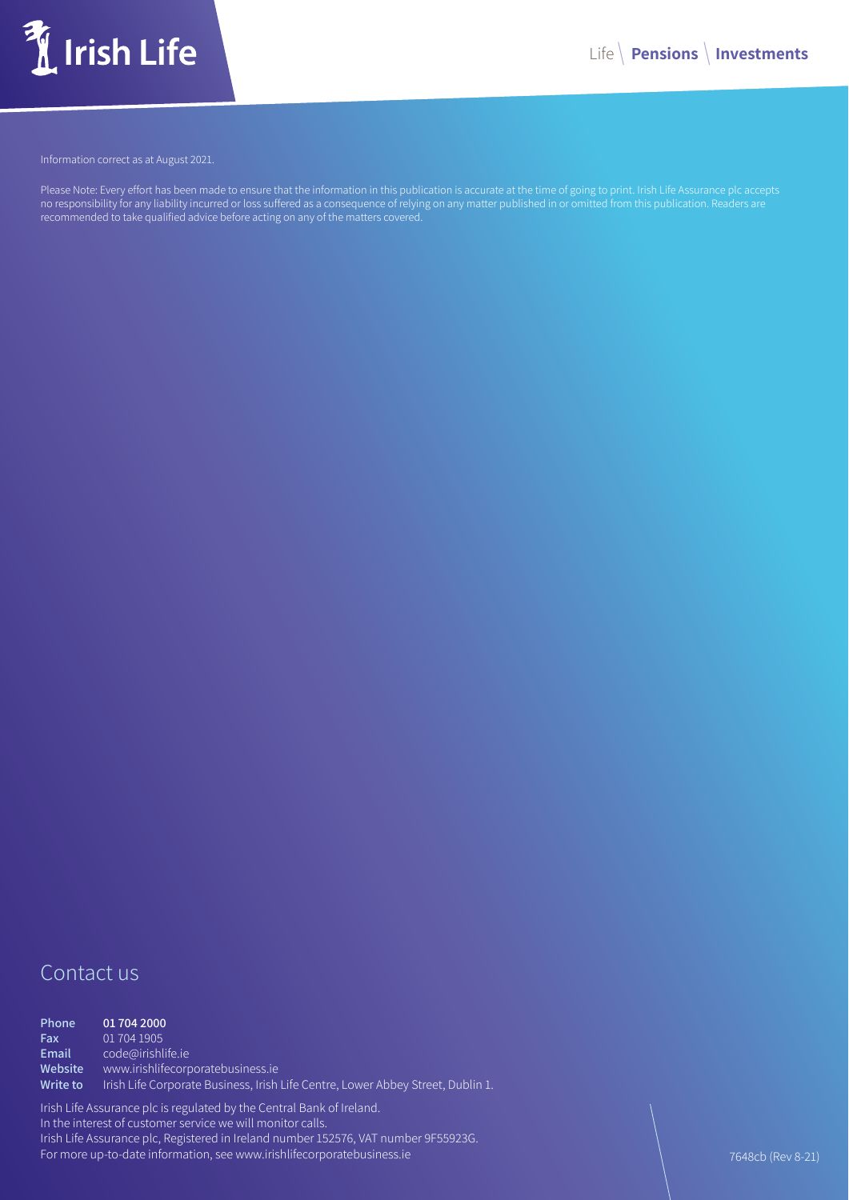Information correct as at August 2021.

Please Note: Every effort has been made to ensure that the information in this publication is accurate at the time of going to print. Irish Life Assurance plc accepts no responsibility for any liability incurred or loss suffered as a consequence of relying on any matter published in or omitted from this publication. Readers are recommended to take qualified advice before acting on any of the matters covered.

## Contact us

**Phone** **01 704 2000**
**Fax** 01 704 1905
**Email** code@irishlife.ie
**Website** www.irishlifecorporatebusiness.ie
**Write to** Irish Life Corporate Business, Irish Life Centre, Lower Abbey Street, Dublin 1.

Irish Life Assurance plc is regulated by the Central Bank of Ireland.
In the interest of customer service we will monitor calls.
Irish Life Assurance plc, Registered in Ireland number 152576, VAT number 9F55923G.
For more up-to-date information, see www.irishlifecorporatebusiness.ie

7648cb (Rev 8-21)